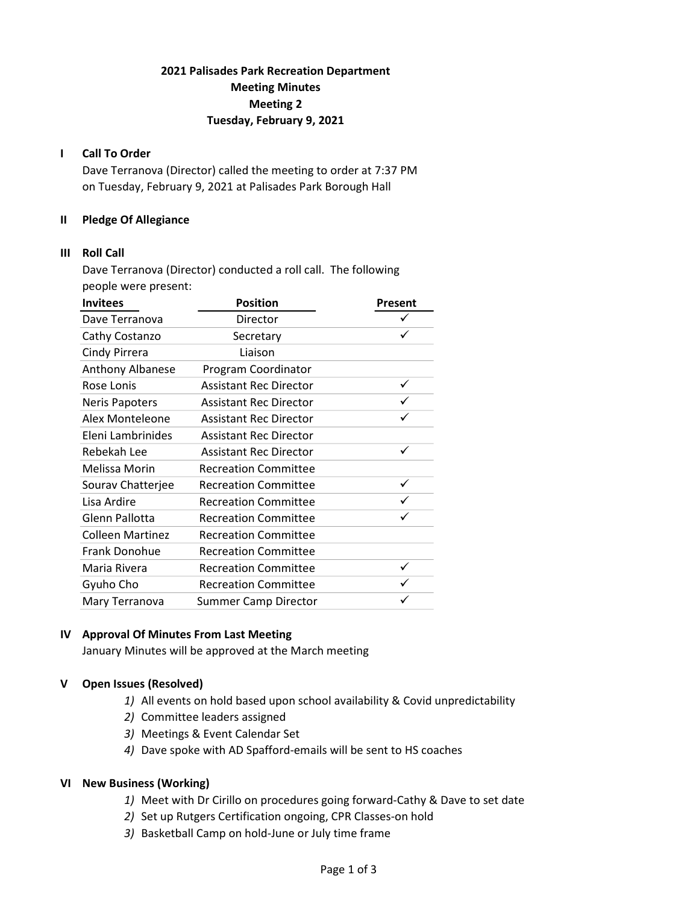**2021 Palisades Park Recreation Department**
**Meeting Minutes**
**Meeting 2**
**Tuesday, February 9, 2021**

## I Call To Order

Dave Terranova (Director) called the meeting to order at 7:37 PM on Tuesday, February 9, 2021 at Palisades Park Borough Hall

## II Pledge Of Allegiance

## III Roll Call

Dave Terranova (Director) conducted a roll call. The following people were present:

| Invitees | Position | Present |
| --- | --- | --- |
| Dave Terranova | Director | ✓ |
| Cathy Costanzo | Secretary | ✓ |
| Cindy Pirrera | Liaison | |
| Anthony Albanese | Program Coordinator | |
| Rose Lonis | Assistant Rec Director | ✓ |
| Neris Papoters | Assistant Rec Director | ✓ |
| Alex Monteleone | Assistant Rec Director | ✓ |
| Eleni Lambrinides | Assistant Rec Director | |
| Rebekah Lee | Assistant Rec Director | ✓ |
| Melissa Morin | Recreation Committee | |
| Sourav Chatterjee | Recreation Committee | ✓ |
| Lisa Ardire | Recreation Committee | ✓ |
| Glenn Pallotta | Recreation Committee | ✓ |
| Colleen Martinez | Recreation Committee | |
| Frank Donohue | Recreation Committee | |
| Maria Rivera | Recreation Committee | ✓ |
| Gyuho Cho | Recreation Committee | ✓ |
| Mary Terranova | Summer Camp Director | ✓ |

## IV Approval Of Minutes From Last Meeting

January Minutes will be approved at the March meeting

## V Open Issues (Resolved)

1) All events on hold based upon school availability & Covid unpredictability
2) Committee leaders assigned
3) Meetings & Event Calendar Set
4) Dave spoke with AD Spafford-emails will be sent to HS coaches

## VI New Business (Working)

1) Meet with Dr Cirillo on procedures going forward-Cathy & Dave to set date
2) Set up Rutgers Certification ongoing, CPR Classes-on hold
3) Basketball Camp on hold-June or July time frame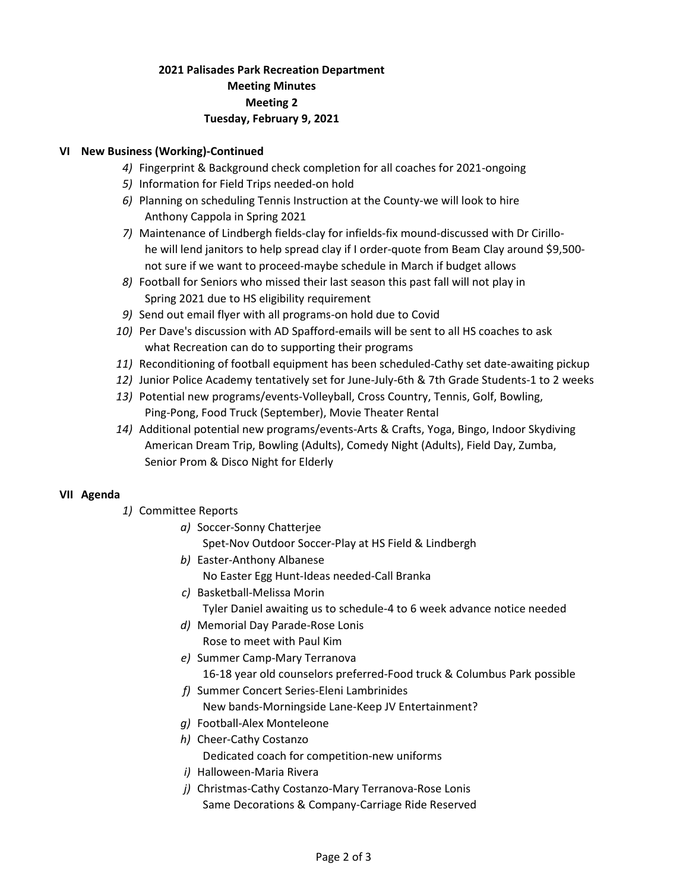**2021 Palisades Park Recreation Department**
**Meeting Minutes**
**Meeting 2**
**Tuesday, February 9, 2021**

## VI New Business (Working)-Continued

4) Fingerprint & Background check completion for all coaches for 2021-ongoing
5) Information for Field Trips needed-on hold
6) Planning on scheduling Tennis Instruction at the County-we will look to hire Anthony Cappola in Spring 2021
7) Maintenance of Lindbergh fields-clay for infields-fix mound-discussed with Dr Cirillo-he will lend janitors to help spread clay if I order-quote from Beam Clay around $9,500-not sure if we want to proceed-maybe schedule in March if budget allows
8) Football for Seniors who missed their last season this past fall will not play in Spring 2021 due to HS eligibility requirement
9) Send out email flyer with all programs-on hold due to Covid
10) Per Dave's discussion with AD Spafford-emails will be sent to all HS coaches to ask what Recreation can do to supporting their programs
11) Reconditioning of football equipment has been scheduled-Cathy set date-awaiting pickup
12) Junior Police Academy tentatively set for June-July-6th & 7th Grade Students-1 to 2 weeks
13) Potential new programs/events-Volleyball, Cross Country, Tennis, Golf, Bowling, Ping-Pong, Food Truck (September), Movie Theater Rental
14) Additional potential new programs/events-Arts & Crafts, Yoga, Bingo, Indoor Skydiving American Dream Trip, Bowling (Adults), Comedy Night (Adults), Field Day, Zumba, Senior Prom & Disco Night for Elderly

## VII Agenda

1) Committee Reports
   a) Soccer-Sonny Chatterjee
      Spet-Nov Outdoor Soccer-Play at HS Field & Lindbergh
   b) Easter-Anthony Albanese
      No Easter Egg Hunt-Ideas needed-Call Branka
   c) Basketball-Melissa Morin
      Tyler Daniel awaiting us to schedule-4 to 6 week advance notice needed
   d) Memorial Day Parade-Rose Lonis
      Rose to meet with Paul Kim
   e) Summer Camp-Mary Terranova
      16-18 year old counselors preferred-Food truck & Columbus Park possible
   f) Summer Concert Series-Eleni Lambrinides
      New bands-Morningside Lane-Keep JV Entertainment?
   g) Football-Alex Monteleone
   h) Cheer-Cathy Costanzo
      Dedicated coach for competition-new uniforms
   i) Halloween-Maria Rivera
   j) Christmas-Cathy Costanzo-Mary Terranova-Rose Lonis
      Same Decorations & Company-Carriage Ride Reserved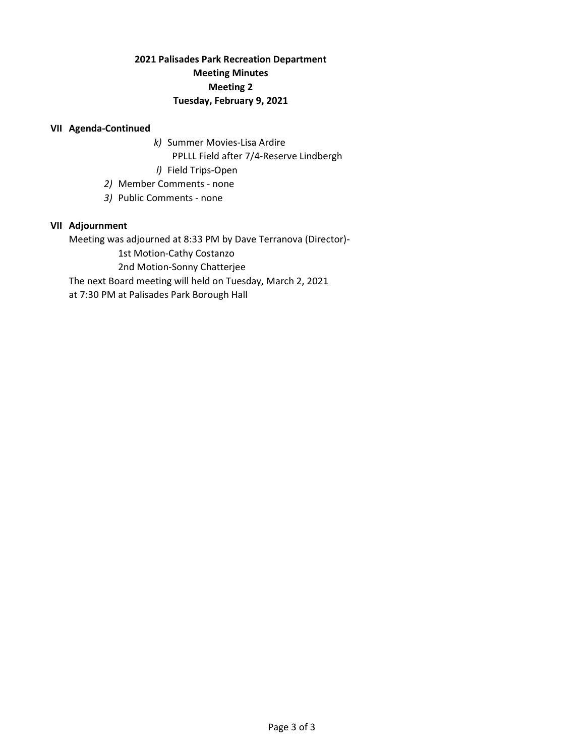**2021 Palisades Park Recreation Department**
**Meeting Minutes**
**Meeting 2**
**Tuesday, February 9, 2021**

## VII Agenda-Continued

*k)* Summer Movies-Lisa Ardire
PPLLL Field after 7/4-Reserve Lindbergh

*l)* Field Trips-Open

*2)* Member Comments - none

*3)* Public Comments - none

## VII Adjournment

Meeting was adjourned at 8:33 PM by Dave Terranova (Director)-
1st Motion-Cathy Costanzo
2nd Motion-Sonny Chatterjee

The next Board meeting will held on Tuesday, March 2, 2021
at 7:30 PM at Palisades Park Borough Hall